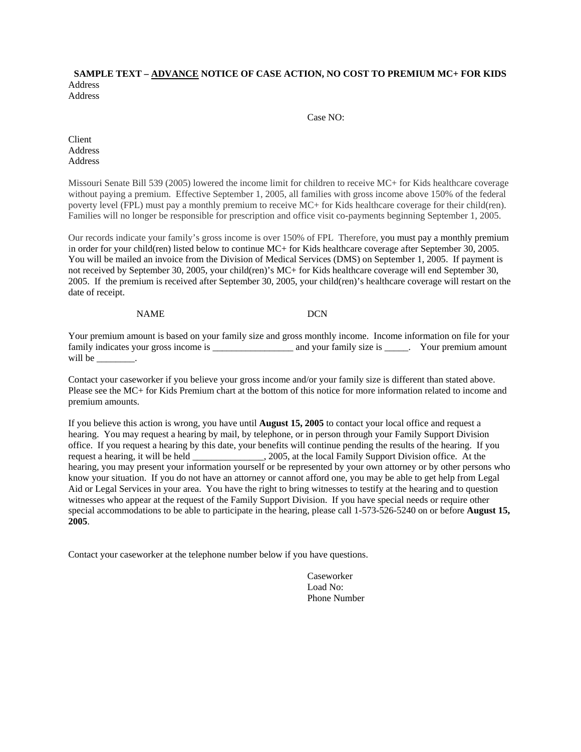**SAMPLE TEXT – <u>ADVANCE</u> NOTICE OF CASE ACTION, NO COST TO PREMIUM MC+ FOR KIDS**

Address
Address

Case NO:

Client
Address
Address

Missouri Senate Bill 539 (2005) lowered the income limit for children to receive MC+ for Kids healthcare coverage without paying a premium. Effective September 1, 2005, all families with gross income above 150% of the federal poverty level (FPL) must pay a monthly premium to receive MC+ for Kids healthcare coverage for their child(ren). Families will no longer be responsible for prescription and office visit co-payments beginning September 1, 2005.

Our records indicate your family's gross income is over 150% of FPL Therefore, you must pay a monthly premium in order for your child(ren) listed below to continue MC+ for Kids healthcare coverage after September 30, 2005. You will be mailed an invoice from the Division of Medical Services (DMS) on September 1, 2005. If payment is not received by September 30, 2005, your child(ren)'s MC+ for Kids healthcare coverage will end September 30, 2005. If the premium is received after September 30, 2005, your child(ren)'s healthcare coverage will restart on the date of receipt.

NAME DCN

Your premium amount is based on your family size and gross monthly income. Income information on file for your family indicates your gross income is _________________ and your family size is _____. Your premium amount will be ________.

Contact your caseworker if you believe your gross income and/or your family size is different than stated above. Please see the MC+ for Kids Premium chart at the bottom of this notice for more information related to income and premium amounts.

If you believe this action is wrong, you have until **August 15, 2005** to contact your local office and request a hearing. You may request a hearing by mail, by telephone, or in person through your Family Support Division office. If you request a hearing by this date, your benefits will continue pending the results of the hearing. If you request a hearing, it will be held _______________, 2005, at the local Family Support Division office. At the hearing, you may present your information yourself or be represented by your own attorney or by other persons who know your situation. If you do not have an attorney or cannot afford one, you may be able to get help from Legal Aid or Legal Services in your area. You have the right to bring witnesses to testify at the hearing and to question witnesses who appear at the request of the Family Support Division. If you have special needs or require other special accommodations to be able to participate in the hearing, please call 1-573-526-5240 on or before **August 15, 2005**.

Contact your caseworker at the telephone number below if you have questions.

Caseworker
Load No:
Phone Number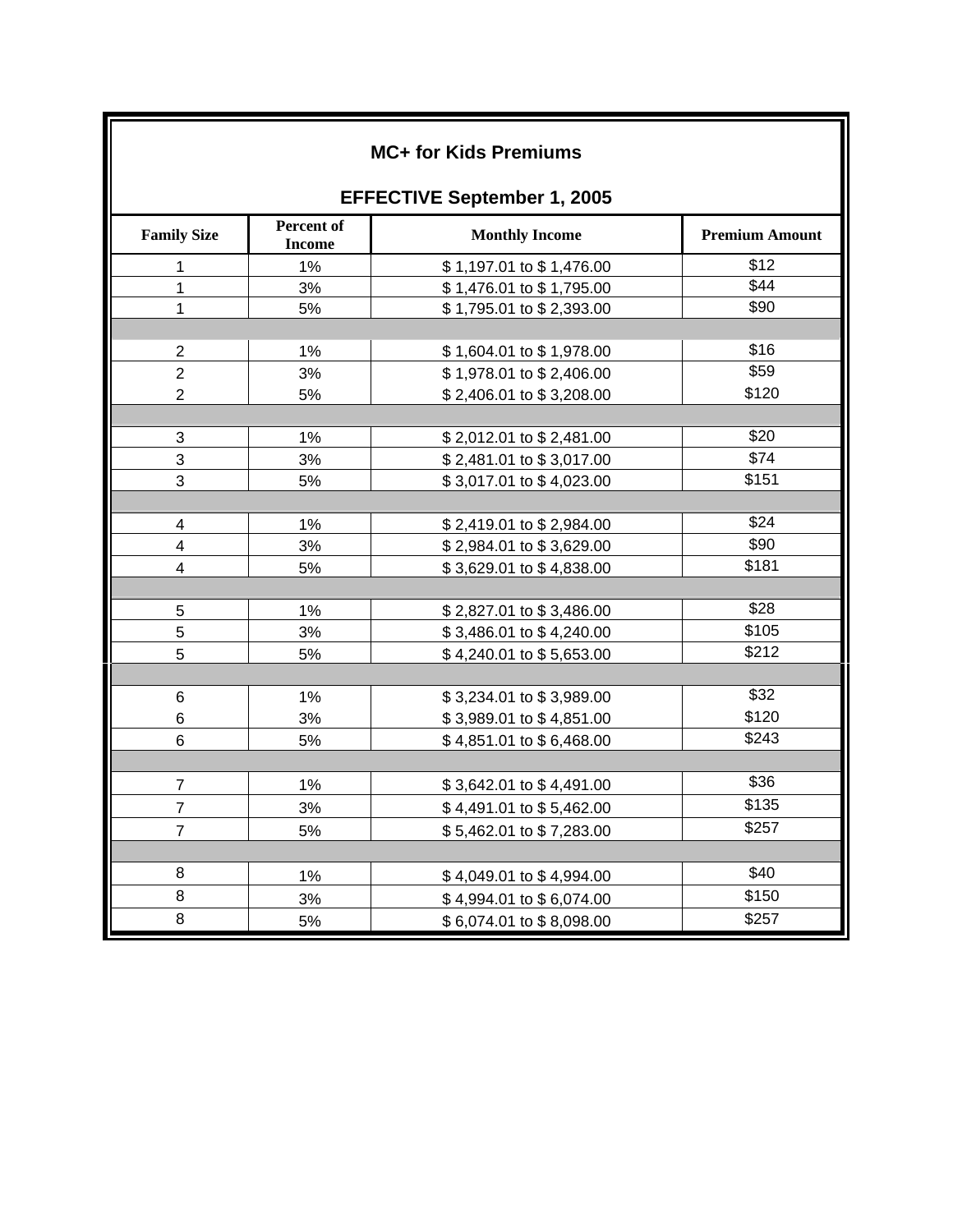## MC+ for Kids Premiums

### EFFECTIVE September 1, 2005

| Family Size | Percent of Income | Monthly Income | Premium Amount |
|---|---|---|---|
| 1 | 1% | $ 1,197.01 to $ 1,476.00 | $12 |
| 1 | 3% | $ 1,476.01 to $ 1,795.00 | $44 |
| 1 | 5% | $ 1,795.01 to $ 2,393.00 | $90 |
| | | | |
| 2 | 1% | $ 1,604.01 to $ 1,978.00 | $16 |
| 2 | 3% | $ 1,978.01 to $ 2,406.00 | $59 |
| 2 | 5% | $ 2,406.01 to $ 3,208.00 | $120 |
| | | | |
| 3 | 1% | $ 2,012.01 to $ 2,481.00 | $20 |
| 3 | 3% | $ 2,481.01 to $ 3,017.00 | $74 |
| 3 | 5% | $ 3,017.01 to $ 4,023.00 | $151 |
| | | | |
| 4 | 1% | $ 2,419.01 to $ 2,984.00 | $24 |
| 4 | 3% | $ 2,984.01 to $ 3,629.00 | $90 |
| 4 | 5% | $ 3,629.01 to $ 4,838.00 | $181 |
| | | | |
| 5 | 1% | $ 2,827.01 to $ 3,486.00 | $28 |
| 5 | 3% | $ 3,486.01 to $ 4,240.00 | $105 |
| 5 | 5% | $ 4,240.01 to $ 5,653.00 | $212 |
| | | | |
| 6 | 1% | $ 3,234.01 to $ 3,989.00 | $32 |
| 6 | 3% | $ 3,989.01 to $ 4,851.00 | $120 |
| 6 | 5% | $ 4,851.01 to $ 6,468.00 | $243 |
| | | | |
| 7 | 1% | $ 3,642.01 to $ 4,491.00 | $36 |
| 7 | 3% | $ 4,491.01 to $ 5,462.00 | $135 |
| 7 | 5% | $ 5,462.01 to $ 7,283.00 | $257 |
| | | | |
| 8 | 1% | $ 4,049.01 to $ 4,994.00 | $40 |
| 8 | 3% | $ 4,994.01 to $ 6,074.00 | $150 |
| 8 | 5% | $ 6,074.01 to $ 8,098.00 | $257 |